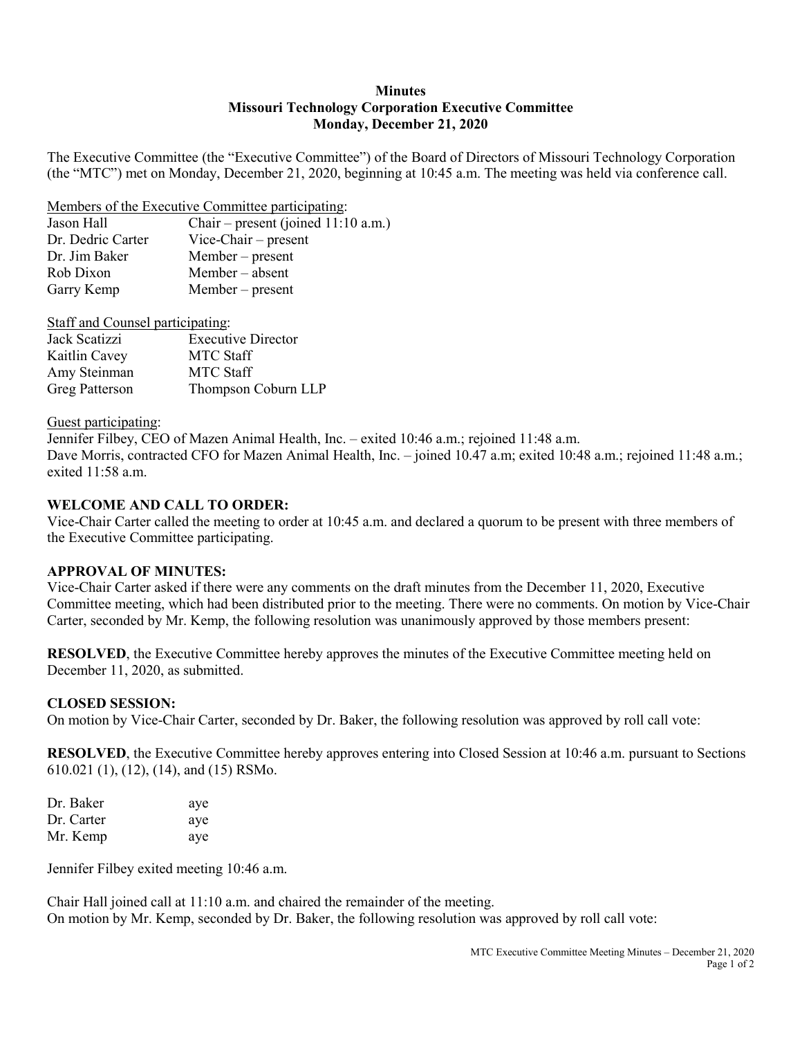**Minutes**
**Missouri Technology Corporation Executive Committee**
**Monday, December 21, 2020**

The Executive Committee (the "Executive Committee") of the Board of Directors of Missouri Technology Corporation (the "MTC") met on Monday, December 21, 2020, beginning at 10:45 a.m. The meeting was held via conference call.

Members of the Executive Committee participating:

| | |
|---|---|
| Jason Hall | Chair – present (joined 11:10 a.m.) |
| Dr. Dedric Carter | Vice-Chair – present |
| Dr. Jim Baker | Member – present |
| Rob Dixon | Member – absent |
| Garry Kemp | Member – present |

Staff and Counsel participating:

| | |
|---|---|
| Jack Scatizzi | Executive Director |
| Kaitlin Cavey | MTC Staff |
| Amy Steinman | MTC Staff |
| Greg Patterson | Thompson Coburn LLP |

Guest participating:
Jennifer Filbey, CEO of Mazen Animal Health, Inc. – exited 10:46 a.m.; rejoined 11:48 a.m.
Dave Morris, contracted CFO for Mazen Animal Health, Inc. – joined 10.47 a.m; exited 10:48 a.m.; rejoined 11:48 a.m.; exited 11:58 a.m.

**WELCOME AND CALL TO ORDER:**
Vice-Chair Carter called the meeting to order at 10:45 a.m. and declared a quorum to be present with three members of the Executive Committee participating.

**APPROVAL OF MINUTES:**
Vice-Chair Carter asked if there were any comments on the draft minutes from the December 11, 2020, Executive Committee meeting, which had been distributed prior to the meeting. There were no comments. On motion by Vice-Chair Carter, seconded by Mr. Kemp, the following resolution was unanimously approved by those members present:

**RESOLVED**, the Executive Committee hereby approves the minutes of the Executive Committee meeting held on December 11, 2020, as submitted.

**CLOSED SESSION:**
On motion by Vice-Chair Carter, seconded by Dr. Baker, the following resolution was approved by roll call vote:

**RESOLVED**, the Executive Committee hereby approves entering into Closed Session at 10:46 a.m. pursuant to Sections 610.021 (1), (12), (14), and (15) RSMo.

| | |
|---|---|
| Dr. Baker | aye |
| Dr. Carter | aye |
| Mr. Kemp | aye |

Jennifer Filbey exited meeting 10:46 a.m.

Chair Hall joined call at 11:10 a.m. and chaired the remainder of the meeting.
On motion by Mr. Kemp, seconded by Dr. Baker, the following resolution was approved by roll call vote: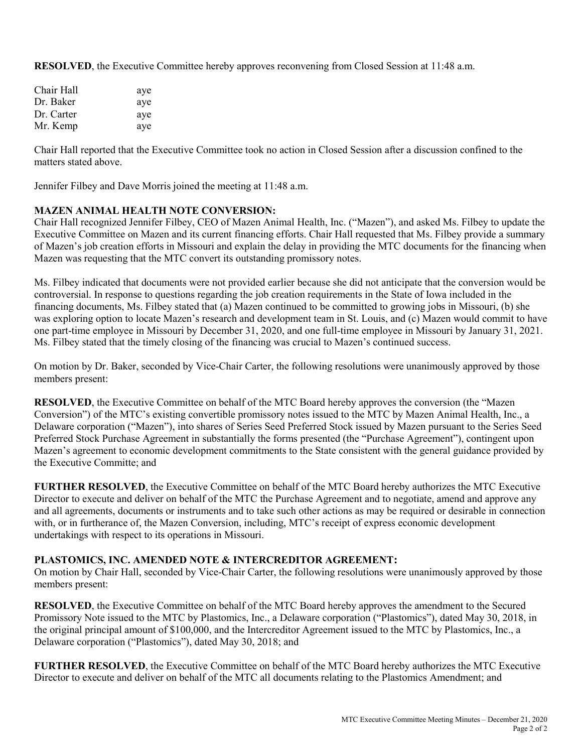**RESOLVED**, the Executive Committee hereby approves reconvening from Closed Session at 11:48 a.m.

| | |
|---|---|
| Chair Hall | aye |
| Dr. Baker | aye |
| Dr. Carter | aye |
| Mr. Kemp | aye |

Chair Hall reported that the Executive Committee took no action in Closed Session after a discussion confined to the matters stated above.

Jennifer Filbey and Dave Morris joined the meeting at 11:48 a.m.

**MAZEN ANIMAL HEALTH NOTE CONVERSION:**

Chair Hall recognized Jennifer Filbey, CEO of Mazen Animal Health, Inc. ("Mazen"), and asked Ms. Filbey to update the Executive Committee on Mazen and its current financing efforts. Chair Hall requested that Ms. Filbey provide a summary of Mazen's job creation efforts in Missouri and explain the delay in providing the MTC documents for the financing when Mazen was requesting that the MTC convert its outstanding promissory notes.

Ms. Filbey indicated that documents were not provided earlier because she did not anticipate that the conversion would be controversial. In response to questions regarding the job creation requirements in the State of Iowa included in the financing documents, Ms. Filbey stated that (a) Mazen continued to be committed to growing jobs in Missouri, (b) she was exploring option to locate Mazen's research and development team in St. Louis, and (c) Mazen would commit to have one part-time employee in Missouri by December 31, 2020, and one full-time employee in Missouri by January 31, 2021. Ms. Filbey stated that the timely closing of the financing was crucial to Mazen's continued success.

On motion by Dr. Baker, seconded by Vice-Chair Carter, the following resolutions were unanimously approved by those members present:

**RESOLVED**, the Executive Committee on behalf of the MTC Board hereby approves the conversion (the "Mazen Conversion") of the MTC's existing convertible promissory notes issued to the MTC by Mazen Animal Health, Inc., a Delaware corporation ("Mazen"), into shares of Series Seed Preferred Stock issued by Mazen pursuant to the Series Seed Preferred Stock Purchase Agreement in substantially the forms presented (the "Purchase Agreement"), contingent upon Mazen's agreement to economic development commitments to the State consistent with the general guidance provided by the Executive Committe; and

**FURTHER RESOLVED**, the Executive Committee on behalf of the MTC Board hereby authorizes the MTC Executive Director to execute and deliver on behalf of the MTC the Purchase Agreement and to negotiate, amend and approve any and all agreements, documents or instruments and to take such other actions as may be required or desirable in connection with, or in furtherance of, the Mazen Conversion, including, MTC's receipt of express economic development undertakings with respect to its operations in Missouri.

**PLASTOMICS, INC. AMENDED NOTE & INTERCREDITOR AGREEMENT:**

On motion by Chair Hall, seconded by Vice-Chair Carter, the following resolutions were unanimously approved by those members present:

**RESOLVED**, the Executive Committee on behalf of the MTC Board hereby approves the amendment to the Secured Promissory Note issued to the MTC by Plastomics, Inc., a Delaware corporation ("Plastomics"), dated May 30, 2018, in the original principal amount of $100,000, and the Intercreditor Agreement issued to the MTC by Plastomics, Inc., a Delaware corporation ("Plastomics"), dated May 30, 2018; and

**FURTHER RESOLVED**, the Executive Committee on behalf of the MTC Board hereby authorizes the MTC Executive Director to execute and deliver on behalf of the MTC all documents relating to the Plastomics Amendment; and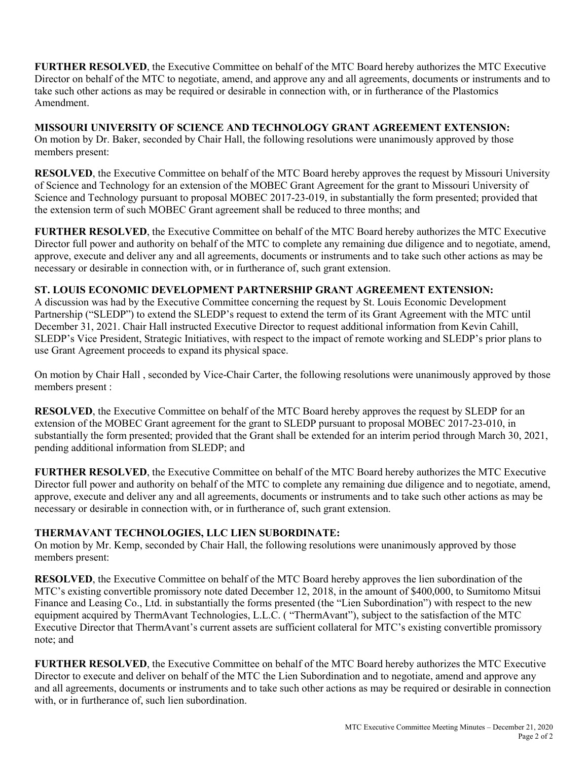**FURTHER RESOLVED**, the Executive Committee on behalf of the MTC Board hereby authorizes the MTC Executive Director on behalf of the MTC to negotiate, amend, and approve any and all agreements, documents or instruments and to take such other actions as may be required or desirable in connection with, or in furtherance of the Plastomics Amendment.

**MISSOURI UNIVERSITY OF SCIENCE AND TECHNOLOGY GRANT AGREEMENT EXTENSION:**
On motion by Dr. Baker, seconded by Chair Hall, the following resolutions were unanimously approved by those members present:

**RESOLVED**, the Executive Committee on behalf of the MTC Board hereby approves the request by Missouri University of Science and Technology for an extension of the MOBEC Grant Agreement for the grant to Missouri University of Science and Technology pursuant to proposal MOBEC 2017-23-019, in substantially the form presented; provided that the extension term of such MOBEC Grant agreement shall be reduced to three months; and

**FURTHER RESOLVED**, the Executive Committee on behalf of the MTC Board hereby authorizes the MTC Executive Director full power and authority on behalf of the MTC to complete any remaining due diligence and to negotiate, amend, approve, execute and deliver any and all agreements, documents or instruments and to take such other actions as may be necessary or desirable in connection with, or in furtherance of, such grant extension.

**ST. LOUIS ECONOMIC DEVELOPMENT PARTNERSHIP GRANT AGREEMENT EXTENSION:**
A discussion was had by the Executive Committee concerning the request by St. Louis Economic Development Partnership ("SLEDP") to extend the SLEDP's request to extend the term of its Grant Agreement with the MTC until December 31, 2021. Chair Hall instructed Executive Director to request additional information from Kevin Cahill, SLEDP's Vice President, Strategic Initiatives, with respect to the impact of remote working and SLEDP's prior plans to use Grant Agreement proceeds to expand its physical space.

On motion by Chair Hall , seconded by Vice-Chair Carter, the following resolutions were unanimously approved by those members present :

**RESOLVED**, the Executive Committee on behalf of the MTC Board hereby approves the request by SLEDP for an extension of the MOBEC Grant agreement for the grant to SLEDP pursuant to proposal MOBEC 2017-23-010, in substantially the form presented; provided that the Grant shall be extended for an interim period through March 30, 2021, pending additional information from SLEDP; and

**FURTHER RESOLVED**, the Executive Committee on behalf of the MTC Board hereby authorizes the MTC Executive Director full power and authority on behalf of the MTC to complete any remaining due diligence and to negotiate, amend, approve, execute and deliver any and all agreements, documents or instruments and to take such other actions as may be necessary or desirable in connection with, or in furtherance of, such grant extension.

**THERMAVANT TECHNOLOGIES, LLC LIEN SUBORDINATE:**
On motion by Mr. Kemp, seconded by Chair Hall, the following resolutions were unanimously approved by those members present:

**RESOLVED**, the Executive Committee on behalf of the MTC Board hereby approves the lien subordination of the MTC's existing convertible promissory note dated December 12, 2018, in the amount of $400,000, to Sumitomo Mitsui Finance and Leasing Co., Ltd. in substantially the forms presented (the "Lien Subordination") with respect to the new equipment acquired by ThermAvant Technologies, L.L.C. ( "ThermAvant"), subject to the satisfaction of the MTC Executive Director that ThermAvant's current assets are sufficient collateral for MTC's existing convertible promissory note; and

**FURTHER RESOLVED**, the Executive Committee on behalf of the MTC Board hereby authorizes the MTC Executive Director to execute and deliver on behalf of the MTC the Lien Subordination and to negotiate, amend and approve any and all agreements, documents or instruments and to take such other actions as may be required or desirable in connection with, or in furtherance of, such lien subordination.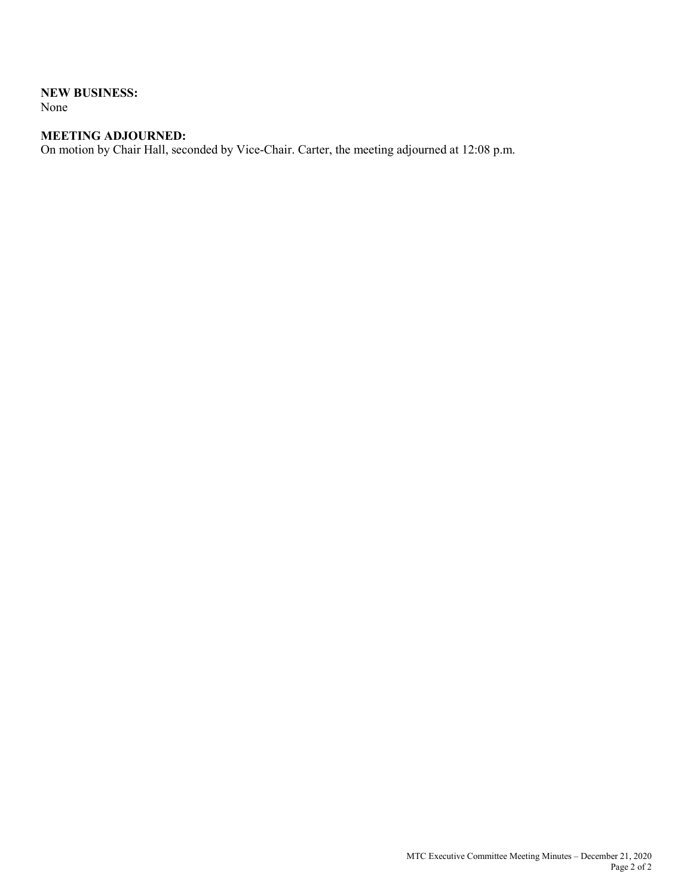**NEW BUSINESS:**
None

**MEETING ADJOURNED:**
On motion by Chair Hall, seconded by Vice-Chair. Carter, the meeting adjourned at 12:08 p.m.